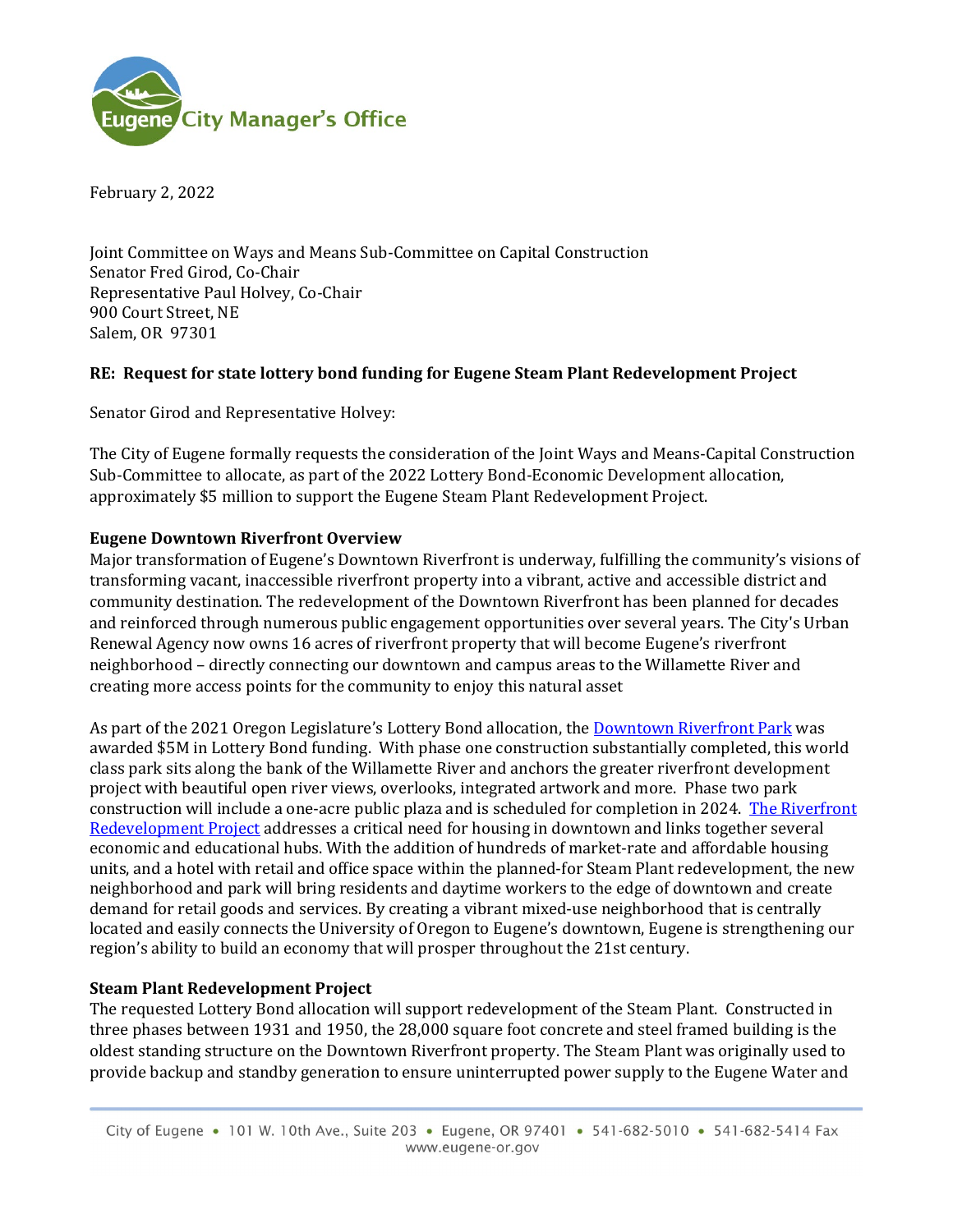Eugene City Manager's Office

February 2, 2022

Joint Committee on Ways and Means Sub-Committee on Capital Construction
Senator Fred Girod, Co-Chair
Representative Paul Holvey, Co-Chair
900 Court Street, NE
Salem, OR 97301

**RE: Request for state lottery bond funding for Eugene Steam Plant Redevelopment Project**

Senator Girod and Representative Holvey:

The City of Eugene formally requests the consideration of the Joint Ways and Means-Capital Construction Sub-Committee to allocate, as part of the 2022 Lottery Bond-Economic Development allocation, approximately $5 million to support the Eugene Steam Plant Redevelopment Project.

**Eugene Downtown Riverfront Overview**

Major transformation of Eugene's Downtown Riverfront is underway, fulfilling the community's visions of transforming vacant, inaccessible riverfront property into a vibrant, active and accessible district and community destination. The redevelopment of the Downtown Riverfront has been planned for decades and reinforced through numerous public engagement opportunities over several years. The City's Urban Renewal Agency now owns 16 acres of riverfront property that will become Eugene's riverfront neighborhood – directly connecting our downtown and campus areas to the Willamette River and creating more access points for the community to enjoy this natural asset

As part of the 2021 Oregon Legislature's Lottery Bond allocation, the Downtown Riverfront Park was awarded $5M in Lottery Bond funding. With phase one construction substantially completed, this world class park sits along the bank of the Willamette River and anchors the greater riverfront development project with beautiful open river views, overlooks, integrated artwork and more. Phase two park construction will include a one-acre public plaza and is scheduled for completion in 2024. The Riverfront Redevelopment Project addresses a critical need for housing in downtown and links together several economic and educational hubs. With the addition of hundreds of market-rate and affordable housing units, and a hotel with retail and office space within the planned-for Steam Plant redevelopment, the new neighborhood and park will bring residents and daytime workers to the edge of downtown and create demand for retail goods and services. By creating a vibrant mixed-use neighborhood that is centrally located and easily connects the University of Oregon to Eugene's downtown, Eugene is strengthening our region's ability to build an economy that will prosper throughout the 21st century.

**Steam Plant Redevelopment Project**

The requested Lottery Bond allocation will support redevelopment of the Steam Plant. Constructed in three phases between 1931 and 1950, the 28,000 square foot concrete and steel framed building is the oldest standing structure on the Downtown Riverfront property. The Steam Plant was originally used to provide backup and standby generation to ensure uninterrupted power supply to the Eugene Water and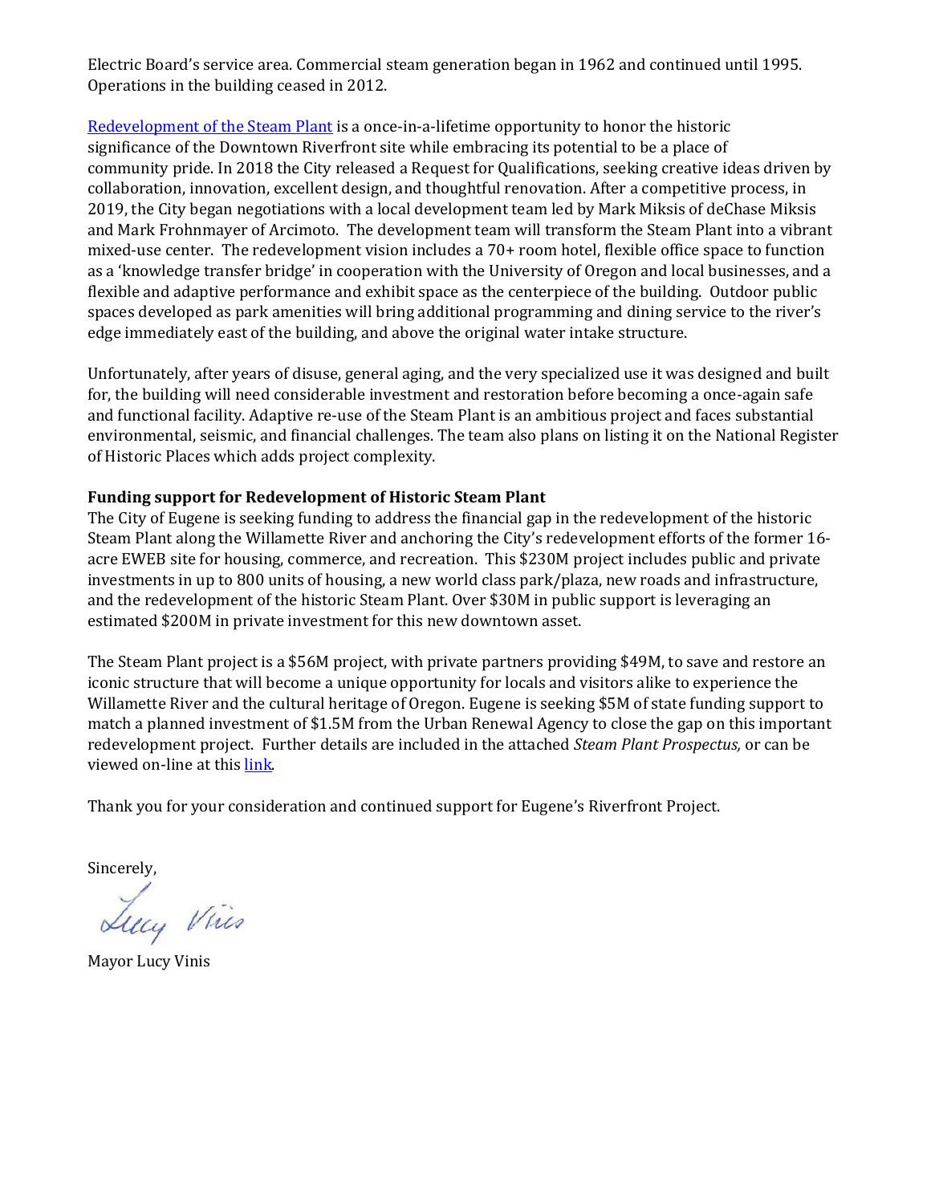Electric Board's service area. Commercial steam generation began in 1962 and continued until 1995. Operations in the building ceased in 2012.

[Redevelopment of the Steam Plant] is a once-in-a-lifetime opportunity to honor the historic significance of the Downtown Riverfront site while embracing its potential to be a place of community pride. In 2018 the City released a Request for Qualifications, seeking creative ideas driven by collaboration, innovation, excellent design, and thoughtful renovation. After a competitive process, in 2019, the City began negotiations with a local development team led by Mark Miksis of deChase Miksis and Mark Frohnmayer of Arcimoto. The development team will transform the Steam Plant into a vibrant mixed-use center. The redevelopment vision includes a 70+ room hotel, flexible office space to function as a 'knowledge transfer bridge' in cooperation with the University of Oregon and local businesses, and a flexible and adaptive performance and exhibit space as the centerpiece of the building. Outdoor public spaces developed as park amenities will bring additional programming and dining service to the river's edge immediately east of the building, and above the original water intake structure.

Unfortunately, after years of disuse, general aging, and the very specialized use it was designed and built for, the building will need considerable investment and restoration before becoming a once-again safe and functional facility. Adaptive re-use of the Steam Plant is an ambitious project and faces substantial environmental, seismic, and financial challenges. The team also plans on listing it on the National Register of Historic Places which adds project complexity.

**Funding support for Redevelopment of Historic Steam Plant**

The City of Eugene is seeking funding to address the financial gap in the redevelopment of the historic Steam Plant along the Willamette River and anchoring the City's redevelopment efforts of the former 16-acre EWEB site for housing, commerce, and recreation. This $230M project includes public and private investments in up to 800 units of housing, a new world class park/plaza, new roads and infrastructure, and the redevelopment of the historic Steam Plant. Over $30M in public support is leveraging an estimated $200M in private investment for this new downtown asset.

The Steam Plant project is a $56M project, with private partners providing $49M, to save and restore an iconic structure that will become a unique opportunity for locals and visitors alike to experience the Willamette River and the cultural heritage of Oregon. Eugene is seeking $5M of state funding support to match a planned investment of $1.5M from the Urban Renewal Agency to close the gap on this important redevelopment project. Further details are included in the attached *Steam Plant Prospectus,* or can be viewed on-line at this link.

Thank you for your consideration and continued support for Eugene's Riverfront Project.

Sincerely,

Lucy Vinis

Mayor Lucy Vinis